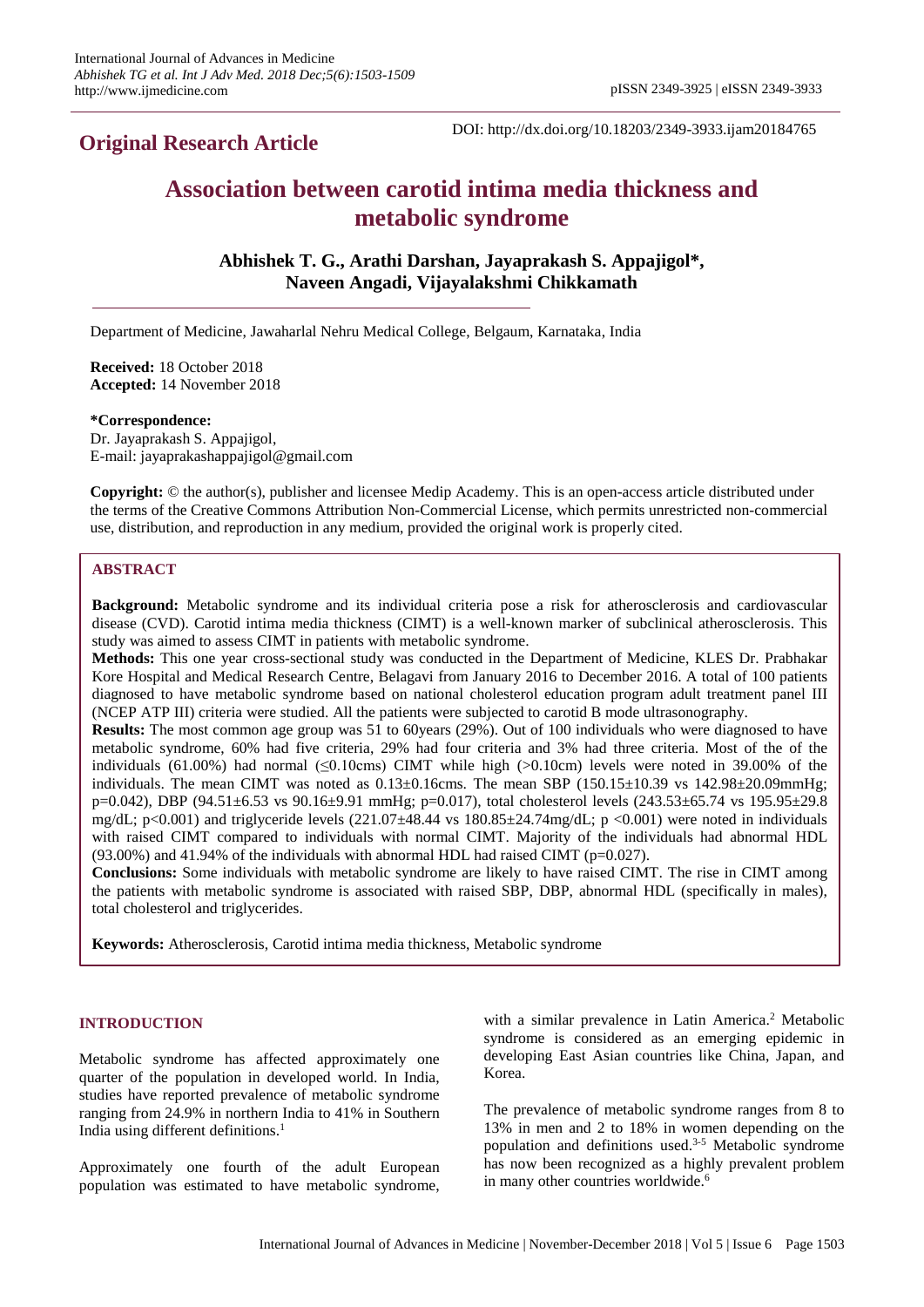**Original Research Article**

DOI: http://dx.doi.org/10.18203/2349-3933.ijam20184765

# Association between carotid intima media thickness and metabolic syndrome

**Abhishek T. G., Arathi Darshan, Jayaprakash S. Appajigol*, Naveen Angadi, Vijayalakshmi Chikkamath**

Department of Medicine, Jawaharlal Nehru Medical College, Belgaum, Karnataka, India

**Received:** 18 October 2018
**Accepted:** 14 November 2018

**\*Correspondence:**
Dr. Jayaprakash S. Appajigol,
E-mail: jayaprakashappajigol@gmail.com

**Copyright:** © the author(s), publisher and licensee Medip Academy. This is an open-access article distributed under the terms of the Creative Commons Attribution Non-Commercial License, which permits unrestricted non-commercial use, distribution, and reproduction in any medium, provided the original work is properly cited.

## ABSTRACT

**Background:** Metabolic syndrome and its individual criteria pose a risk for atherosclerosis and cardiovascular disease (CVD). Carotid intima media thickness (CIMT) is a well-known marker of subclinical atherosclerosis. This study was aimed to assess CIMT in patients with metabolic syndrome.

**Methods:** This one year cross-sectional study was conducted in the Department of Medicine, KLES Dr. Prabhakar Kore Hospital and Medical Research Centre, Belagavi from January 2016 to December 2016. A total of 100 patients diagnosed to have metabolic syndrome based on national cholesterol education program adult treatment panel III (NCEP ATP III) criteria were studied. All the patients were subjected to carotid B mode ultrasonography.

**Results:** The most common age group was 51 to 60years (29%). Out of 100 individuals who were diagnosed to have metabolic syndrome, 60% had five criteria, 29% had four criteria and 3% had three criteria. Most of the of the individuals (61.00%) had normal (≤0.10cms) CIMT while high (>0.10cm) levels were noted in 39.00% of the individuals. The mean CIMT was noted as 0.13±0.16cms. The mean SBP (150.15±10.39 vs 142.98±20.09mmHg; p=0.042), DBP (94.51±6.53 vs 90.16±9.91 mmHg; p=0.017), total cholesterol levels (243.53±65.74 vs 195.95±29.8 mg/dL; p<0.001) and triglyceride levels (221.07±48.44 vs 180.85±24.74mg/dL; p <0.001) were noted in individuals with raised CIMT compared to individuals with normal CIMT. Majority of the individuals had abnormal HDL (93.00%) and 41.94% of the individuals with abnormal HDL had raised CIMT (p=0.027).

**Conclusions:** Some individuals with metabolic syndrome are likely to have raised CIMT. The rise in CIMT among the patients with metabolic syndrome is associated with raised SBP, DBP, abnormal HDL (specifically in males), total cholesterol and triglycerides.

**Keywords:** Atherosclerosis, Carotid intima media thickness, Metabolic syndrome

## INTRODUCTION

Metabolic syndrome has affected approximately one quarter of the population in developed world. In India, studies have reported prevalence of metabolic syndrome ranging from 24.9% in northern India to 41% in Southern India using different definitions.[1]

Approximately one fourth of the adult European population was estimated to have metabolic syndrome, with a similar prevalence in Latin America.[2] Metabolic syndrome is considered as an emerging epidemic in developing East Asian countries like China, Japan, and Korea.

The prevalence of metabolic syndrome ranges from 8 to 13% in men and 2 to 18% in women depending on the population and definitions used.[3-5] Metabolic syndrome has now been recognized as a highly prevalent problem in many other countries worldwide.[6]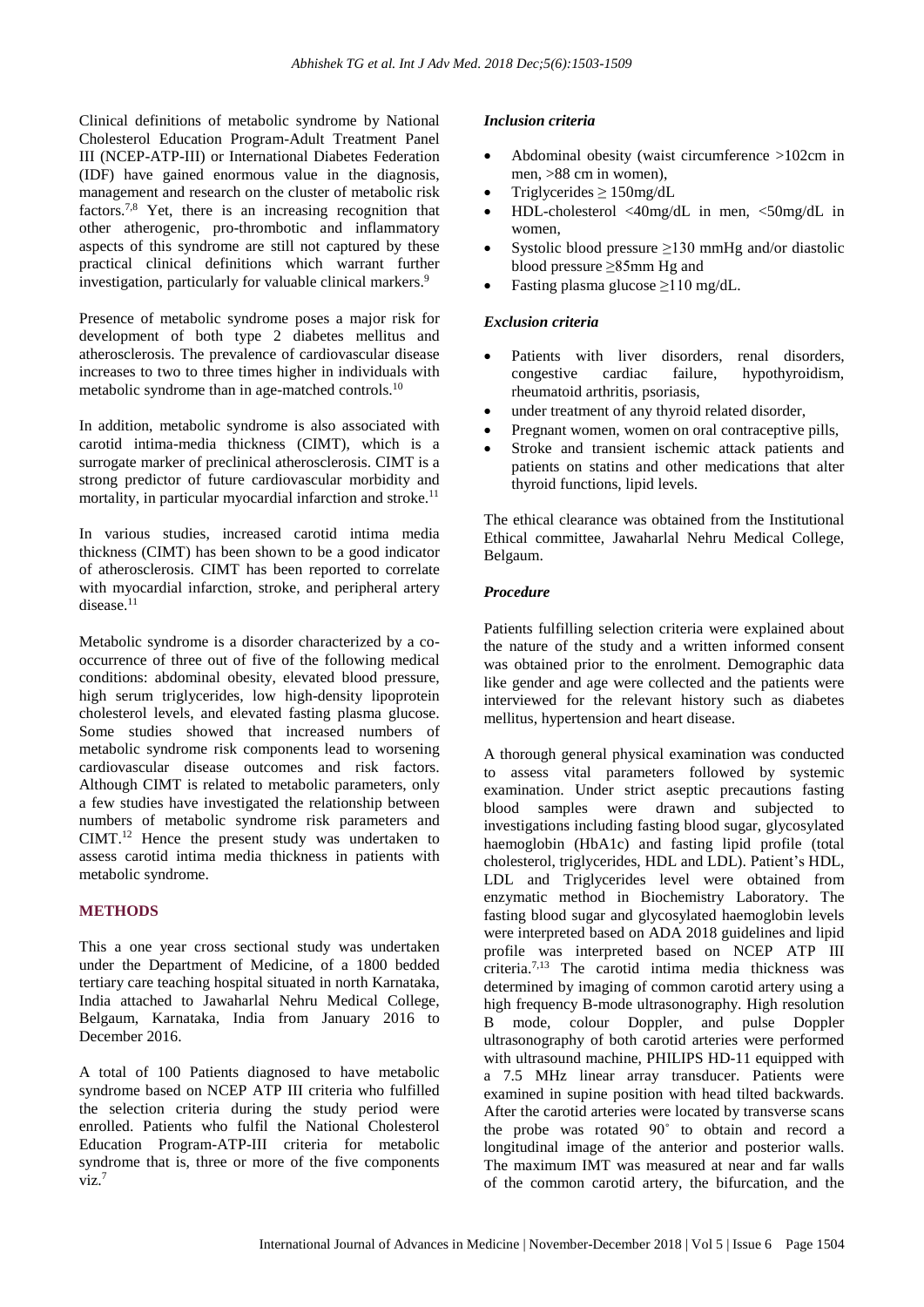Clinical definitions of metabolic syndrome by National Cholesterol Education Program-Adult Treatment Panel III (NCEP-ATP-III) or International Diabetes Federation (IDF) have gained enormous value in the diagnosis, management and research on the cluster of metabolic risk factors.[7,8] Yet, there is an increasing recognition that other atherogenic, pro-thrombotic and inflammatory aspects of this syndrome are still not captured by these practical clinical definitions which warrant further investigation, particularly for valuable clinical markers.[9]

Presence of metabolic syndrome poses a major risk for development of both type 2 diabetes mellitus and atherosclerosis. The prevalence of cardiovascular disease increases to two to three times higher in individuals with metabolic syndrome than in age-matched controls.[10]

In addition, metabolic syndrome is also associated with carotid intima-media thickness (CIMT), which is a surrogate marker of preclinical atherosclerosis. CIMT is a strong predictor of future cardiovascular morbidity and mortality, in particular myocardial infarction and stroke.[11]

In various studies, increased carotid intima media thickness (CIMT) has been shown to be a good indicator of atherosclerosis. CIMT has been reported to correlate with myocardial infarction, stroke, and peripheral artery disease.[11]

Metabolic syndrome is a disorder characterized by a co-occurrence of three out of five of the following medical conditions: abdominal obesity, elevated blood pressure, high serum triglycerides, low high-density lipoprotein cholesterol levels, and elevated fasting plasma glucose. Some studies showed that increased numbers of metabolic syndrome risk components lead to worsening cardiovascular disease outcomes and risk factors. Although CIMT is related to metabolic parameters, only a few studies have investigated the relationship between numbers of metabolic syndrome risk parameters and CIMT.[12] Hence the present study was undertaken to assess carotid intima media thickness in patients with metabolic syndrome.

## METHODS

This a one year cross sectional study was undertaken under the Department of Medicine, of a 1800 bedded tertiary care teaching hospital situated in north Karnataka, India attached to Jawaharlal Nehru Medical College, Belgaum, Karnataka, India from January 2016 to December 2016.

A total of 100 Patients diagnosed to have metabolic syndrome based on NCEP ATP III criteria who fulfilled the selection criteria during the study period were enrolled. Patients who fulfil the National Cholesterol Education Program-ATP-III criteria for metabolic syndrome that is, three or more of the five components viz.[7]

### *Inclusion criteria*

- Abdominal obesity (waist circumference >102cm in men, >88 cm in women),
- Triglycerides ≥ 150mg/dL
- HDL-cholesterol <40mg/dL in men, <50mg/dL in women,
- Systolic blood pressure ≥130 mmHg and/or diastolic blood pressure ≥85mm Hg and
- Fasting plasma glucose ≥110 mg/dL.

### *Exclusion criteria*

- Patients with liver disorders, renal disorders, congestive cardiac failure, hypothyroidism, rheumatoid arthritis, psoriasis,
- under treatment of any thyroid related disorder,
- Pregnant women, women on oral contraceptive pills,
- Stroke and transient ischemic attack patients and patients on statins and other medications that alter thyroid functions, lipid levels.

The ethical clearance was obtained from the Institutional Ethical committee, Jawaharlal Nehru Medical College, Belgaum.

### *Procedure*

Patients fulfilling selection criteria were explained about the nature of the study and a written informed consent was obtained prior to the enrolment. Demographic data like gender and age were collected and the patients were interviewed for the relevant history such as diabetes mellitus, hypertension and heart disease.

A thorough general physical examination was conducted to assess vital parameters followed by systemic examination. Under strict aseptic precautions fasting blood samples were drawn and subjected to investigations including fasting blood sugar, glycosylated haemoglobin (HbA1c) and fasting lipid profile (total cholesterol, triglycerides, HDL and LDL). Patient's HDL, LDL and Triglycerides level were obtained from enzymatic method in Biochemistry Laboratory. The fasting blood sugar and glycosylated haemoglobin levels were interpreted based on ADA 2018 guidelines and lipid profile was interpreted based on NCEP ATP III criteria.[7,13] The carotid intima media thickness was determined by imaging of common carotid artery using a high frequency B-mode ultrasonography. High resolution B mode, colour Doppler, and pulse Doppler ultrasonography of both carotid arteries were performed with ultrasound machine, PHILIPS HD-11 equipped with a 7.5 MHz linear array transducer. Patients were examined in supine position with head tilted backwards. After the carotid arteries were located by transverse scans the probe was rotated 90˚ to obtain and record a longitudinal image of the anterior and posterior walls. The maximum IMT was measured at near and far walls of the common carotid artery, the bifurcation, and the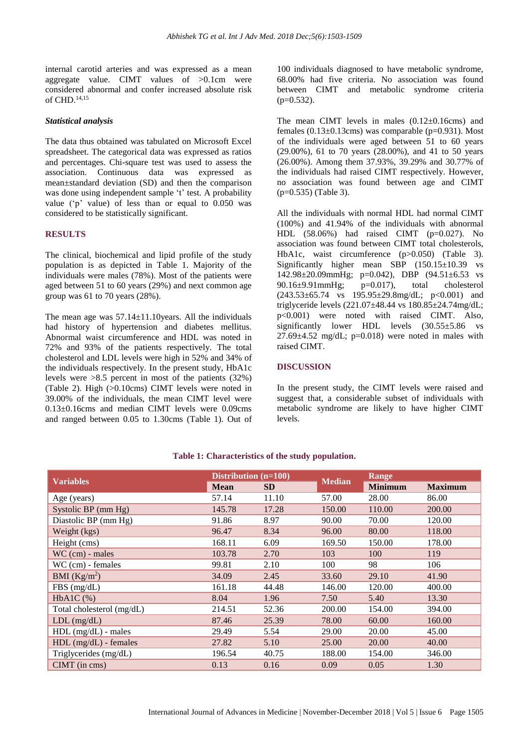internal carotid arteries and was expressed as a mean aggregate value. CIMT values of >0.1cm were considered abnormal and confer increased absolute risk of CHD.[14,15]

### *Statistical analysis*

The data thus obtained was tabulated on Microsoft Excel spreadsheet. The categorical data was expressed as ratios and percentages. Chi-square test was used to assess the association. Continuous data was expressed as mean±standard deviation (SD) and then the comparison was done using independent sample 't' test. A probability value ('p' value) of less than or equal to 0.050 was considered to be statistically significant.

## RESULTS

The clinical, biochemical and lipid profile of the study population is as depicted in Table 1. Majority of the individuals were males (78%). Most of the patients were aged between 51 to 60 years (29%) and next common age group was 61 to 70 years (28%).

The mean age was 57.14±11.10years. All the individuals had history of hypertension and diabetes mellitus. Abnormal waist circumference and HDL was noted in 72% and 93% of the patients respectively. The total cholesterol and LDL levels were high in 52% and 34% of the individuals respectively. In the present study, HbA1c levels were >8.5 percent in most of the patients (32%) (Table 2). High (>0.10cms) CIMT levels were noted in 39.00% of the individuals, the mean CIMT level were 0.13±0.16cms and median CIMT levels were 0.09cms and ranged between 0.05 to 1.30cms (Table 1). Out of 100 individuals diagnosed to have metabolic syndrome, 68.00% had five criteria. No association was found between CIMT and metabolic syndrome criteria (p=0.532).

The mean CIMT levels in males (0.12±0.16cms) and females (0.13±0.13cms) was comparable (p=0.931). Most of the individuals were aged between 51 to 60 years (29.00%), 61 to 70 years (28.00%), and 41 to 50 years (26.00%). Among them 37.93%, 39.29% and 30.77% of the individuals had raised CIMT respectively. However, no association was found between age and CIMT (p=0.535) (Table 3).

All the individuals with normal HDL had normal CIMT (100%) and 41.94% of the individuals with abnormal HDL (58.06%) had raised CIMT (p=0.027). No association was found between CIMT total cholesterols, HbA1c, waist circumference (p>0.050) (Table 3). Significantly higher mean SBP (150.15±10.39 vs 142.98±20.09mmHg; p=0.042), DBP (94.51±6.53 vs 90.16±9.91mmHg; p=0.017), total cholesterol (243.53±65.74 vs 195.95±29.8mg/dL; p<0.001) and triglyceride levels (221.07±48.44 vs 180.85±24.74mg/dL; p<0.001) were noted with raised CIMT. Also, significantly lower HDL levels (30.55±5.86 vs 27.69±4.52 mg/dL; p=0.018) were noted in males with raised CIMT.

## DISCUSSION

In the present study, the CIMT levels were raised and suggest that, a considerable subset of individuals with metabolic syndrome are likely to have higher CIMT levels.

**Table 1: Characteristics of the study population.**

| Variables | Distribution (n=100) | | Median | Range | |
|---|---|---|---|---|---|
| | Mean | SD | | Minimum | Maximum |
| Age (years) | 57.14 | 11.10 | 57.00 | 28.00 | 86.00 |
| Systolic BP (mm Hg) | 145.78 | 17.28 | 150.00 | 110.00 | 200.00 |
| Diastolic BP (mm Hg) | 91.86 | 8.97 | 90.00 | 70.00 | 120.00 |
| Weight (kgs) | 96.47 | 8.34 | 96.00 | 80.00 | 118.00 |
| Height (cms) | 168.11 | 6.09 | 169.50 | 150.00 | 178.00 |
| WC (cm) - males | 103.78 | 2.70 | 103 | 100 | 119 |
| WC (cm) - females | 99.81 | 2.10 | 100 | 98 | 106 |
| BMI (Kg/m$^2$) | 34.09 | 2.45 | 33.60 | 29.10 | 41.90 |
| FBS (mg/dL) | 161.18 | 44.48 | 146.00 | 120.00 | 400.00 |
| HbA1C (%) | 8.04 | 1.96 | 7.50 | 5.40 | 13.30 |
| Total cholesterol (mg/dL) | 214.51 | 52.36 | 200.00 | 154.00 | 394.00 |
| LDL (mg/dL) | 87.46 | 25.39 | 78.00 | 60.00 | 160.00 |
| HDL (mg/dL) - males | 29.49 | 5.54 | 29.00 | 20.00 | 45.00 |
| HDL (mg/dL) - females | 27.82 | 5.10 | 25.00 | 20.00 | 40.00 |
| Triglycerides (mg/dL) | 196.54 | 40.75 | 188.00 | 154.00 | 346.00 |
| CIMT (in cms) | 0.13 | 0.16 | 0.09 | 0.05 | 1.30 |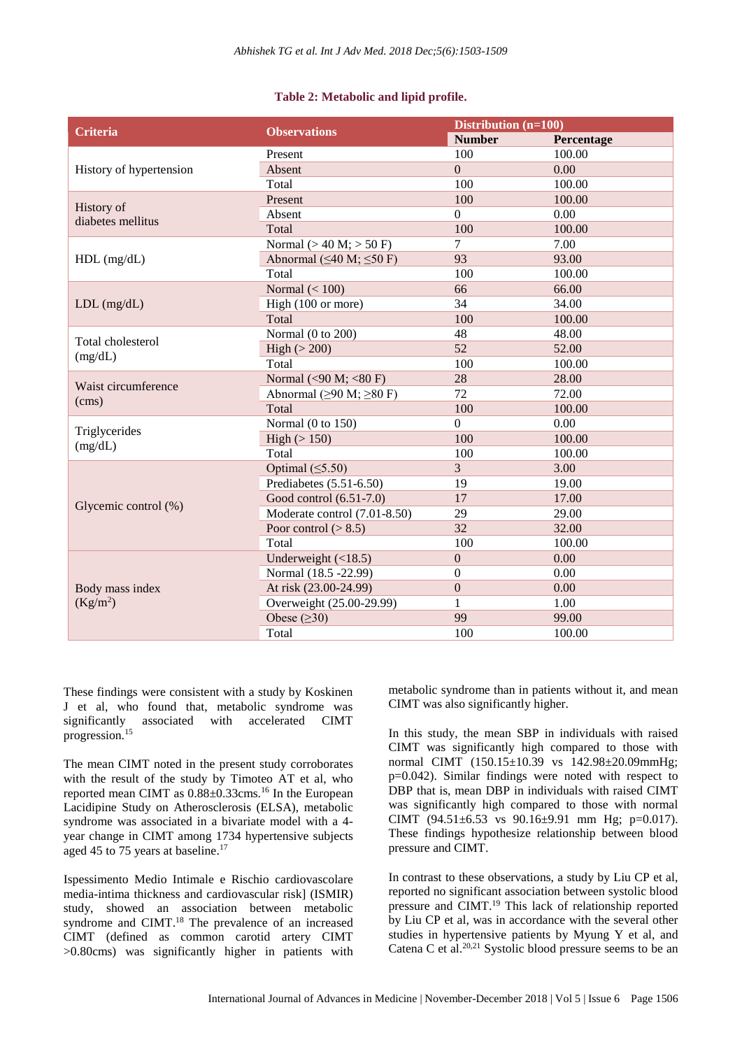**Table 2: Metabolic and lipid profile.**

| Criteria | Observations | Distribution (n=100) | |
|---|---|---|---|
| | | Number | Percentage |
| History of hypertension | Present | 100 | 100.00 |
| | Absent | 0 | 0.00 |
| | Total | 100 | 100.00 |
| History of diabetes mellitus | Present | 100 | 100.00 |
| | Absent | 0 | 0.00 |
| | Total | 100 | 100.00 |
| HDL (mg/dL) | Normal (> 40 M; > 50 F) | 7 | 7.00 |
| | Abnormal (≤40 M; ≤50 F) | 93 | 93.00 |
| | Total | 100 | 100.00 |
| LDL (mg/dL) | Normal (< 100) | 66 | 66.00 |
| | High (100 or more) | 34 | 34.00 |
| | Total | 100 | 100.00 |
| Total cholesterol (mg/dL) | Normal (0 to 200) | 48 | 48.00 |
| | High (> 200) | 52 | 52.00 |
| | Total | 100 | 100.00 |
| Waist circumference (cms) | Normal (<90 M; <80 F) | 28 | 28.00 |
| | Abnormal (≥90 M; ≥80 F) | 72 | 72.00 |
| | Total | 100 | 100.00 |
| Triglycerides (mg/dL) | Normal (0 to 150) | 0 | 0.00 |
| | High (> 150) | 100 | 100.00 |
| | Total | 100 | 100.00 |
| Glycemic control (%) | Optimal (≤5.50) | 3 | 3.00 |
| | Prediabetes (5.51-6.50) | 19 | 19.00 |
| | Good control (6.51-7.0) | 17 | 17.00 |
| | Moderate control (7.01-8.50) | 29 | 29.00 |
| | Poor control (> 8.5) | 32 | 32.00 |
| | Total | 100 | 100.00 |
| Body mass index (Kg/m$^2$) | Underweight (<18.5) | 0 | 0.00 |
| | Normal (18.5 -22.99) | 0 | 0.00 |
| | At risk (23.00-24.99) | 0 | 0.00 |
| | Overweight (25.00-29.99) | 1 | 1.00 |
| | Obese (≥30) | 99 | 99.00 |
| | Total | 100 | 100.00 |

These findings were consistent with a study by Koskinen J et al, who found that, metabolic syndrome was significantly associated with accelerated CIMT progression.[15]

The mean CIMT noted in the present study corroborates with the result of the study by Timoteo AT et al, who reported mean CIMT as 0.88±0.33cms.[16] In the European Lacidipine Study on Atherosclerosis (ELSA), metabolic syndrome was associated in a bivariate model with a 4-year change in CIMT among 1734 hypertensive subjects aged 45 to 75 years at baseline.[17]

Ispessimento Medio Intimale e Rischio cardiovascolare media-intima thickness and cardiovascular risk] (ISMIR) study, showed an association between metabolic syndrome and CIMT.[18] The prevalence of an increased CIMT (defined as common carotid artery CIMT >0.80cms) was significantly higher in patients with metabolic syndrome than in patients without it, and mean CIMT was also significantly higher.

In this study, the mean SBP in individuals with raised CIMT was significantly high compared to those with normal CIMT (150.15±10.39 vs 142.98±20.09mmHg; p=0.042). Similar findings were noted with respect to DBP that is, mean DBP in individuals with raised CIMT was significantly high compared to those with normal CIMT (94.51±6.53 vs 90.16±9.91 mm Hg; p=0.017). These findings hypothesize relationship between blood pressure and CIMT.

In contrast to these observations, a study by Liu CP et al, reported no significant association between systolic blood pressure and CIMT.[19] This lack of relationship reported by Liu CP et al, was in accordance with the several other studies in hypertensive patients by Myung Y et al, and Catena C et al.[20,21] Systolic blood pressure seems to be an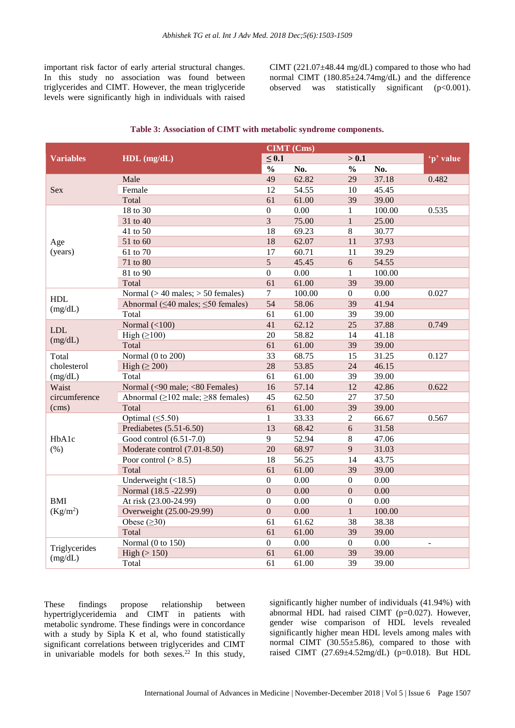important risk factor of early arterial structural changes. In this study no association was found between triglycerides and CIMT. However, the mean triglyceride levels were significantly high in individuals with raised CIMT (221.07±48.44 mg/dL) compared to those who had normal CIMT (180.85±24.74mg/dL) and the difference observed was statistically significant (p<0.001).

**Table 3: Association of CIMT with metabolic syndrome components.**

| Variables | HDL (mg/dL) | CIMT (Cms) | | | | 'p' value |
|---|---|---|---|---|---|---|
| | | ≤ 0.1 | | > 0.1 | | |
| | | % | No. | % | No. | |
| Sex | Male | 49 | 62.82 | 29 | 37.18 | 0.482 |
| | Female | 12 | 54.55 | 10 | 45.45 | |
| | Total | 61 | 61.00 | 39 | 39.00 | |
| Age (years) | 18 to 30 | 0 | 0.00 | 1 | 100.00 | 0.535 |
| | 31 to 40 | 3 | 75.00 | 1 | 25.00 | |
| | 41 to 50 | 18 | 69.23 | 8 | 30.77 | |
| | 51 to 60 | 18 | 62.07 | 11 | 37.93 | |
| | 61 to 70 | 17 | 60.71 | 11 | 39.29 | |
| | 71 to 80 | 5 | 45.45 | 6 | 54.55 | |
| | 81 to 90 | 0 | 0.00 | 1 | 100.00 | |
| | Total | 61 | 61.00 | 39 | 39.00 | |
| HDL (mg/dL) | Normal (> 40 males; > 50 females) | 7 | 100.00 | 0 | 0.00 | 0.027 |
| | Abnormal (≤40 males; ≤50 females) | 54 | 58.06 | 39 | 41.94 | |
| | Total | 61 | 61.00 | 39 | 39.00 | |
| LDL (mg/dL) | Normal (<100) | 41 | 62.12 | 25 | 37.88 | 0.749 |
| | High (≥100) | 20 | 58.82 | 14 | 41.18 | |
| | Total | 61 | 61.00 | 39 | 39.00 | |
| Total cholesterol (mg/dL) | Normal (0 to 200) | 33 | 68.75 | 15 | 31.25 | 0.127 |
| | High (≥ 200) | 28 | 53.85 | 24 | 46.15 | |
| | Total | 61 | 61.00 | 39 | 39.00 | |
| Waist circumference (cms) | Normal (<90 male; <80 Females) | 16 | 57.14 | 12 | 42.86 | 0.622 |
| | Abnormal (≥102 male; ≥88 females) | 45 | 62.50 | 27 | 37.50 | |
| | Total | 61 | 61.00 | 39 | 39.00 | |
| HbA1c (%) | Optimal (≤5.50) | 1 | 33.33 | 2 | 66.67 | 0.567 |
| | Prediabetes (5.51-6.50) | 13 | 68.42 | 6 | 31.58 | |
| | Good control (6.51-7.0) | 9 | 52.94 | 8 | 47.06 | |
| | Moderate control (7.01-8.50) | 20 | 68.97 | 9 | 31.03 | |
| | Poor control (> 8.5) | 18 | 56.25 | 14 | 43.75 | |
| | Total | 61 | 61.00 | 39 | 39.00 | |
| BMI (Kg/m²) | Underweight (<18.5) | 0 | 0.00 | 0 | 0.00 | |
| | Normal (18.5 -22.99) | 0 | 0.00 | 0 | 0.00 | |
| | At risk (23.00-24.99) | 0 | 0.00 | 0 | 0.00 | |
| | Overweight (25.00-29.99) | 0 | 0.00 | 1 | 100.00 | |
| | Obese (≥30) | 61 | 61.62 | 38 | 38.38 | |
| | Total | 61 | 61.00 | 39 | 39.00 | |
| Triglycerides (mg/dL) | Normal (0 to 150) | 0 | 0.00 | 0 | 0.00 | - |
| | High (> 150) | 61 | 61.00 | 39 | 39.00 | |
| | Total | 61 | 61.00 | 39 | 39.00 | |

These findings propose relationship between hypertriglyceridemia and CIMT in patients with metabolic syndrome. These findings were in concordance with a study by Sipla K et al, who found statistically significant correlations between triglycerides and CIMT in univariable models for both sexes.[22] In this study, significantly higher number of individuals (41.94%) with abnormal HDL had raised CIMT (p=0.027). However, gender wise comparison of HDL levels revealed significantly higher mean HDL levels among males with normal CIMT (30.55±5.86), compared to those with raised CIMT (27.69±4.52mg/dL) (p=0.018). But HDL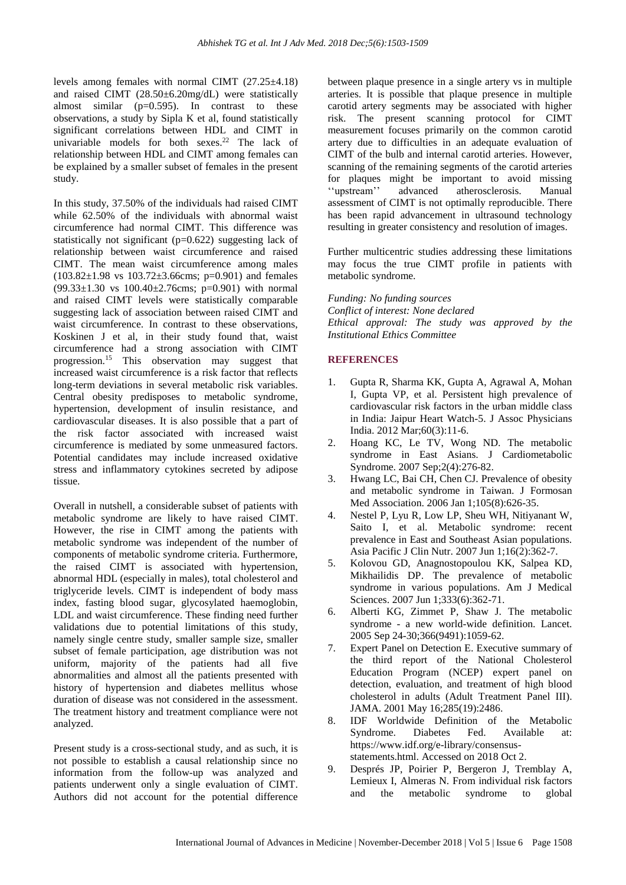levels among females with normal CIMT (27.25±4.18) and raised CIMT (28.50±6.20mg/dL) were statistically almost similar (p=0.595). In contrast to these observations, a study by Sipla K et al, found statistically significant correlations between HDL and CIMT in univariable models for both sexes.[22] The lack of relationship between HDL and CIMT among females can be explained by a smaller subset of females in the present study.

In this study, 37.50% of the individuals had raised CIMT while 62.50% of the individuals with abnormal waist circumference had normal CIMT. This difference was statistically not significant (p=0.622) suggesting lack of relationship between waist circumference and raised CIMT. The mean waist circumference among males (103.82±1.98 vs 103.72±3.66cms; p=0.901) and females (99.33±1.30 vs 100.40±2.76cms; p=0.901) with normal and raised CIMT levels were statistically comparable suggesting lack of association between raised CIMT and waist circumference. In contrast to these observations, Koskinen J et al, in their study found that, waist circumference had a strong association with CIMT progression.[15] This observation may suggest that increased waist circumference is a risk factor that reflects long-term deviations in several metabolic risk variables. Central obesity predisposes to metabolic syndrome, hypertension, development of insulin resistance, and cardiovascular diseases. It is also possible that a part of the risk factor associated with increased waist circumference is mediated by some unmeasured factors. Potential candidates may include increased oxidative stress and inflammatory cytokines secreted by adipose tissue.

Overall in nutshell, a considerable subset of patients with metabolic syndrome are likely to have raised CIMT. However, the rise in CIMT among the patients with metabolic syndrome was independent of the number of components of metabolic syndrome criteria. Furthermore, the raised CIMT is associated with hypertension, abnormal HDL (especially in males), total cholesterol and triglyceride levels. CIMT is independent of body mass index, fasting blood sugar, glycosylated haemoglobin, LDL and waist circumference. These finding need further validations due to potential limitations of this study, namely single centre study, smaller sample size, smaller subset of female participation, age distribution was not uniform, majority of the patients had all five abnormalities and almost all the patients presented with history of hypertension and diabetes mellitus whose duration of disease was not considered in the assessment. The treatment history and treatment compliance were not analyzed.

Present study is a cross-sectional study, and as such, it is not possible to establish a causal relationship since no information from the follow-up was analyzed and patients underwent only a single evaluation of CIMT. Authors did not account for the potential difference between plaque presence in a single artery vs in multiple arteries. It is possible that plaque presence in multiple carotid artery segments may be associated with higher risk. The present scanning protocol for CIMT measurement focuses primarily on the common carotid artery due to difficulties in an adequate evaluation of CIMT of the bulb and internal carotid arteries. However, scanning of the remaining segments of the carotid arteries for plaques might be important to avoid missing ''upstream'' advanced atherosclerosis. Manual assessment of CIMT is not optimally reproducible. There has been rapid advancement in ultrasound technology resulting in greater consistency and resolution of images.

Further multicentric studies addressing these limitations may focus the true CIMT profile in patients with metabolic syndrome.

*Funding: No funding sources*
*Conflict of interest: None declared*
*Ethical approval: The study was approved by the Institutional Ethics Committee*

## REFERENCES

1. Gupta R, Sharma KK, Gupta A, Agrawal A, Mohan I, Gupta VP, et al. Persistent high prevalence of cardiovascular risk factors in the urban middle class in India: Jaipur Heart Watch-5. J Assoc Physicians India. 2012 Mar;60(3):11-6.
2. Hoang KC, Le TV, Wong ND. The metabolic syndrome in East Asians. J Cardiometabolic Syndrome. 2007 Sep;2(4):276-82.
3. Hwang LC, Bai CH, Chen CJ. Prevalence of obesity and metabolic syndrome in Taiwan. J Formosan Med Association. 2006 Jan 1;105(8):626-35.
4. Nestel P, Lyu R, Low LP, Sheu WH, Nitiyanant W, Saito I, et al. Metabolic syndrome: recent prevalence in East and Southeast Asian populations. Asia Pacific J Clin Nutr. 2007 Jun 1;16(2):362-7.
5. Kolovou GD, Anagnostopoulou KK, Salpea KD, Mikhailidis DP. The prevalence of metabolic syndrome in various populations. Am J Medical Sciences. 2007 Jun 1;333(6):362-71.
6. Alberti KG, Zimmet P, Shaw J. The metabolic syndrome - a new world-wide definition. Lancet. 2005 Sep 24-30;366(9491):1059-62.
7. Expert Panel on Detection E. Executive summary of the third report of the National Cholesterol Education Program (NCEP) expert panel on detection, evaluation, and treatment of high blood cholesterol in adults (Adult Treatment Panel III). JAMA. 2001 May 16;285(19):2486.
8. IDF Worldwide Definition of the Metabolic Syndrome. Diabetes Fed. Available at: https://www.idf.org/e-library/consensus-statements.html. Accessed on 2018 Oct 2.
9. Després JP, Poirier P, Bergeron J, Tremblay A, Lemieux I, Almeras N. From individual risk factors and the metabolic syndrome to global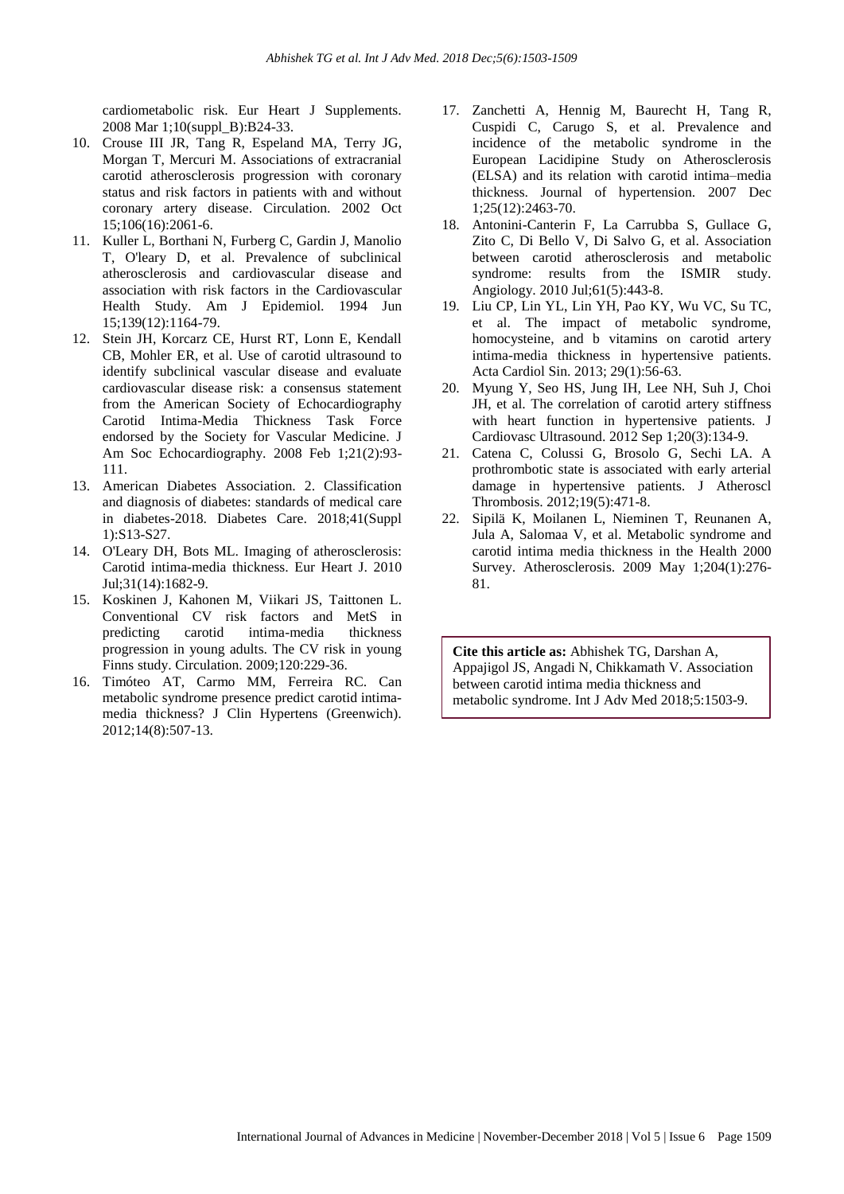cardiometabolic risk. Eur Heart J Supplements. 2008 Mar 1;10(suppl_B):B24-33.

10. Crouse III JR, Tang R, Espeland MA, Terry JG, Morgan T, Mercuri M. Associations of extracranial carotid atherosclerosis progression with coronary status and risk factors in patients with and without coronary artery disease. Circulation. 2002 Oct 15;106(16):2061-6.
11. Kuller L, Borthani N, Furberg C, Gardin J, Manolio T, O'leary D, et al. Prevalence of subclinical atherosclerosis and cardiovascular disease and association with risk factors in the Cardiovascular Health Study. Am J Epidemiol. 1994 Jun 15;139(12):1164-79.
12. Stein JH, Korcarz CE, Hurst RT, Lonn E, Kendall CB, Mohler ER, et al. Use of carotid ultrasound to identify subclinical vascular disease and evaluate cardiovascular disease risk: a consensus statement from the American Society of Echocardiography Carotid Intima-Media Thickness Task Force endorsed by the Society for Vascular Medicine. J Am Soc Echocardiography. 2008 Feb 1;21(2):93-111.
13. American Diabetes Association. 2. Classification and diagnosis of diabetes: standards of medical care in diabetes-2018. Diabetes Care. 2018;41(Suppl 1):S13-S27.
14. O'Leary DH, Bots ML. Imaging of atherosclerosis: Carotid intima-media thickness. Eur Heart J. 2010 Jul;31(14):1682-9.
15. Koskinen J, Kahonen M, Viikari JS, Taittonen L. Conventional CV risk factors and MetS in predicting carotid intima-media thickness progression in young adults. The CV risk in young Finns study. Circulation. 2009;120:229-36.
16. Timóteo AT, Carmo MM, Ferreira RC. Can metabolic syndrome presence predict carotid intima-media thickness? J Clin Hypertens (Greenwich). 2012;14(8):507-13.
17. Zanchetti A, Hennig M, Baurecht H, Tang R, Cuspidi C, Carugo S, et al. Prevalence and incidence of the metabolic syndrome in the European Lacidipine Study on Atherosclerosis (ELSA) and its relation with carotid intima–media thickness. Journal of hypertension. 2007 Dec 1;25(12):2463-70.
18. Antonini-Canterin F, La Carrubba S, Gullace G, Zito C, Di Bello V, Di Salvo G, et al. Association between carotid atherosclerosis and metabolic syndrome: results from the ISMIR study. Angiology. 2010 Jul;61(5):443-8.
19. Liu CP, Lin YL, Lin YH, Pao KY, Wu VC, Su TC, et al. The impact of metabolic syndrome, homocysteine, and b vitamins on carotid artery intima-media thickness in hypertensive patients. Acta Cardiol Sin. 2013; 29(1):56-63.
20. Myung Y, Seo HS, Jung IH, Lee NH, Suh J, Choi JH, et al. The correlation of carotid artery stiffness with heart function in hypertensive patients. J Cardiovasc Ultrasound. 2012 Sep 1;20(3):134-9.
21. Catena C, Colussi G, Brosolo G, Sechi LA. A prothrombotic state is associated with early arterial damage in hypertensive patients. J Atheroscl Thrombosis. 2012;19(5):471-8.
22. Sipilä K, Moilanen L, Nieminen T, Reunanen A, Jula A, Salomaa V, et al. Metabolic syndrome and carotid intima media thickness in the Health 2000 Survey. Atherosclerosis. 2009 May 1;204(1):276-81.

**Cite this article as:** Abhishek TG, Darshan A, Appajigol JS, Angadi N, Chikkamath V. Association between carotid intima media thickness and metabolic syndrome. Int J Adv Med 2018;5:1503-9.